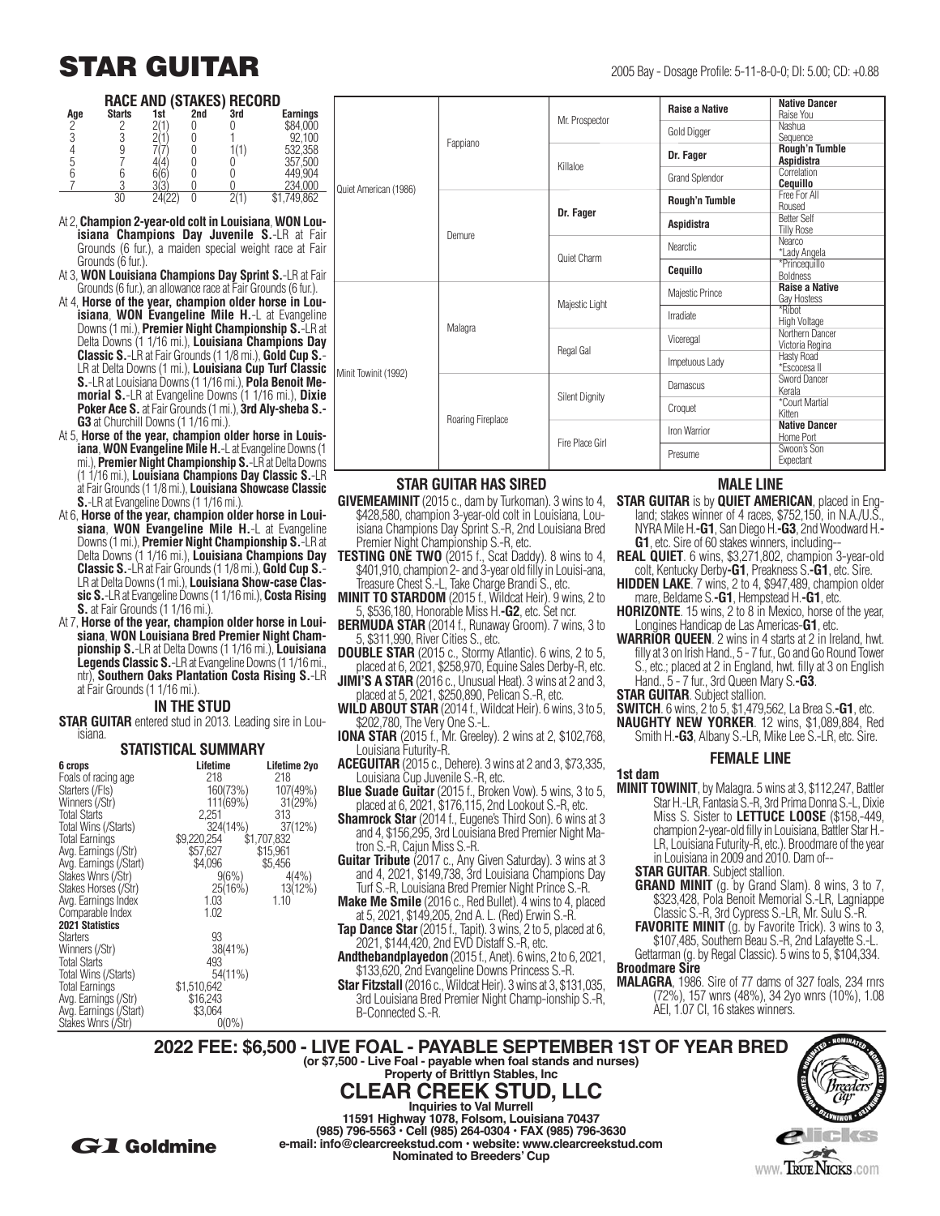# STAR GUITAR

2005 Bay - Dosage Profile: 5-11-8-0-0; DI: 5.00; CD: +0.88

### RACE AND (STAKES) RECORD

| Age | Starts | 1st | 2nd | 3rd | Earnings |
|---|---|---|---|---|---|
| 2 | 2 | 2(1) | 0 | 0 | $84,000 |
| 3 | 3 | 2(1) | 0 | 1 | 92,100 |
| 4 | 9 | 7(7) | 0 | 1(1) | 532,358 |
| 5 | 7 | 4(4) | 0 | 0 | 357,500 |
| 6 | 6 | 6(6) | 0 | 0 | 449,904 |
| 7 | 3 | 3(3) | 0 | 0 | 234,000 |
| | 30 | 24(22) | 0 | 2(1) | $1,749,862 |

At 2, **Champion 2-year-old colt in Louisiana**, **WON Louisiana Champions Day Juvenile S.**-LR at Fair Grounds (6 fur.), a maiden special weight race at Fair Grounds (6 fur.).

At 3, **WON Louisiana Champions Day Sprint S.**-LR at Fair Grounds (6 fur.), an allowance race at Fair Grounds (6 fur.).

At 4, **Horse of the year, champion older horse in Louisiana**, **WON Evangeline Mile H.**-L at Evangeline Downs (1 mi.), **Premier Night Championship S.**-LR at Delta Downs (1 1/16 mi.), **Louisiana Champions Day Classic S.**-LR at Fair Grounds (1 1/8 mi.), **Gold Cup S.**-LR at Delta Downs (1 mi.), **Louisiana Cup Turf Classic S.**-LR at Louisiana Downs (1 1/16 mi.), **Pola Benoit Memorial S.**-LR at Evangeline Downs (1 1/16 mi.), **Dixie Poker Ace S.** at Fair Grounds (1 mi.), **3rd Aly-sheba S.-G3** at Churchill Downs (1 1/16 mi.).

At 5, **Horse of the year, champion older horse in Louisiana**, **WON Evangeline Mile H.**-L at Evangeline Downs (1 mi.), **Premier Night Championship S.**-LR at Delta Downs (1 1/16 mi.), **Louisiana Champions Day Classic S.**-LR at Fair Grounds (1 1/8 mi.), **Louisiana Showcase Classic S.**-LR at Evangeline Downs (1 1/16 mi.).

At 6, **Horse of the year, champion older horse in Louisiana**, **WON Evangeline Mile H.**-L at Evangeline Downs (1 mi.), **Premier Night Championship S.**-LR at Delta Downs (1 1/16 mi.), **Louisiana Champions Day Classic S.**-LR at Fair Grounds (1 1/8 mi.), **Gold Cup S.**-LR at Delta Downs (1 mi.), **Louisiana Show-case Classic S.**-LR at Evangeline Downs (1 1/16 mi.), **Costa Rising S.** at Fair Grounds (1 1/16 mi.).

At 7, **Horse of the year, champion older horse in Louisiana**, **WON Louisiana Bred Premier Night Championship S.**-LR at Delta Downs (1 1/16 mi.), **Louisiana Legends Classic S.**-LR at Evangeline Downs (1 1/16 mi., ntr), **Southern Oaks Plantation Costa Rising S.**-LR at Fair Grounds (1 1/16 mi.).

### IN THE STUD

**STAR GUITAR** entered stud in 2013. Leading sire in Louisiana.

### STATISTICAL SUMMARY

| 6 crops | Lifetime | Lifetime 2yo |
|---|---|---|
| Foals of racing age | 218 | 218 |
| Starters (/Fls) | 160(73%) | 107(49%) |
| Winners (/Str) | 111(69%) | 31(29%) |
| Total Starts | 2,251 | 313 |
| Total Wins (/Starts) | 324(14%) | 37(12%) |
| Total Earnings | $9,220,254 | $1,707,832 |
| Avg. Earnings (/Str) | $57,627 | $15,961 |
| Avg. Earnings (/Start) | $4,096 | $5,456 |
| Stakes Wnrs (/Str) | 9(6%) | 4(4%) |
| Stakes Horses (/Str) | 25(16%) | 13(12%) |
| Avg. Earnings Index | 1.03 | 1.10 |
| Comparable Index | 1.02 | |
| **2021 Statistics** | | |
| Starters | 93 | |
| Winners (/Str) | 38(41%) | |
| Total Starts | 493 | |
| Total Wins (/Starts) | 54(11%) | |
| Total Earnings | $1,510,642 | |
| Avg. Earnings (/Str) | $16,243 | |
| Avg. Earnings (/Start) | $3,064 | |
| Stakes Wnrs (/Str) | 0(0%) | |

### PEDIGREE

| | | | | |
|---|---|---|---|---|
| Quiet American (1986) | Fappiano | Mr. Prospector | **Raise a Native** | **Native Dancer** / Raise You |
| | | | Gold Digger | Nashua / Sequence |
| | | Killaloe | **Dr. Fager** | **Rough'n Tumble** / **Aspidistra** |
| | | | Grand Splendor | Correlation / **Cequillo** |
| | Demure | **Dr. Fager** | **Rough'n Tumble** | Free For All / Roused |
| | | | **Aspidistra** | Better Self / Tilly Rose |
| | | Quiet Charm | Nearctic | Nearco / *Lady Angela |
| | | | **Cequillo** | *Princequillo / Boldness |
| Minit Towinit (1992) | Malagra | Majestic Light | Majestic Prince | **Raise a Native** / Gay Hostess |
| | | | Irradiate | *Ribot / High Voltage |
| | | Regal Gal | Viceregal | Northern Dancer / Victoria Regina |
| | | | Impetuous Lady | Hasty Road / *Escocesa II |
| | Roaring Fireplace | Silent Dignity | Damascus | Sword Dancer / Kerala |
| | | | Croquet | *Court Martial / Kitten |
| | | Fire Place Girl | Iron Warrior | **Native Dancer** / Home Port |
| | | | Presume | Swoon's Son / Expectant |

### STAR GUITAR HAS SIRED

**GIVEMEAMINIT** (2015 c., dam by Turkoman). 3 wins to 4, $428,580, champion 3-year-old colt in Louisiana, Louisiana Champions Day Sprint S.-R, 2nd Louisiana Bred Premier Night Championship S.-R, etc.

**TESTING ONE TWO** (2015 f., Scat Daddy). 8 wins to 4, $401,910, champion 2- and 3-year old filly in Louisi-ana, Treasure Chest S.-L, Take Charge Brandi S., etc.

**MINIT TO STARDOM** (2015 f., Wildcat Heir). 9 wins, 2 to 5, $536,180, Honorable Miss H.**-G2**, etc. Set ncr.

**BERMUDA STAR** (2014 f., Runaway Groom). 7 wins, 3 to 5, $311,990, River Cities S., etc.

**DOUBLE STAR** (2015 c., Stormy Atlantic). 6 wins, 2 to 5, placed at 6, 2021, $258,970, Equine Sales Derby-R, etc.

**JIMI'S A STAR** (2016 c., Unusual Heat). 3 wins at 2 and 3, placed at 5, 2021, $250,890, Pelican S.-R, etc.

**WILD ABOUT STAR** (2014 f., Wildcat Heir). 6 wins, 3 to 5, $202,780, The Very One S.-L.

**IONA STAR** (2015 f., Mr. Greeley). 2 wins at 2, $102,768, Louisiana Futurity-R.

**ACEGUITAR** (2015 c., Dehere). 3 wins at 2 and 3, $73,335, Louisiana Cup Juvenile S.-R, etc.

**Blue Suade Guitar** (2015 f., Broken Vow). 5 wins, 3 to 5, placed at 6, 2021, $176,115, 2nd Lookout S.-R, etc.

**Shamrock Star** (2014 f., Eugene's Third Son). 6 wins at 3 and 4, $156,295, 3rd Louisiana Bred Premier Night Matron S.-R, Cajun Miss S.-R.

**Guitar Tribute** (2017 c., Any Given Saturday). 3 wins at 3 and 4, 2021, $149,738, 3rd Louisiana Champions Day Turf S.-R, Louisiana Bred Premier Night Prince S.-R.

**Make Me Smile** (2016 c., Red Bullet). 4 wins to 4, placed at 5, 2021, $149,205, 2nd A. L. (Red) Erwin S.-R.

**Tap Dance Star** (2015 f., Tapit). 3 wins, 2 to 5, placed at 6, 2021, $144,420, 2nd EVD Distaff S.-R, etc.

**Andthebandplayedon** (2015 f., Anet). 6 wins, 2 to 6, 2021, $133,620, 2nd Evangeline Downs Princess S.-R.

**Star Fitzstall** (2016 c., Wildcat Heir). 3 wins at 3, $131,035, 3rd Louisiana Bred Premier Night Champ-ionship S.-R, B-Connected S.-R.

### MALE LINE

**STAR GUITAR** is by **QUIET AMERICAN**, placed in England; stakes winner of 4 races, $752,150, in N.A./U.S., NYRA Mile H.**-G1**, San Diego H.**-G3**, 2nd Woodward H.**-G1**, etc. Sire of 60 stakes winners, including--

**REAL QUIET**. 6 wins, $3,271,802, champion 3-year-old colt, Kentucky Derby**-G1**, Preakness S.**-G1**, etc. Sire.

**HIDDEN LAKE**. 7 wins, 2 to 4, $947,489, champion older mare, Beldame S.**-G1**, Hempstead H.**-G1**, etc.

**HORIZONTE**. 15 wins, 2 to 8 in Mexico, horse of the year, Longines Handicap de Las Americas-**G1**, etc.

**WARRIOR QUEEN**. 2 wins in 4 starts at 2 in Ireland, hwt. filly at 3 on Irish Hand., 5 - 7 fur., Go and Go Round Tower S., etc.; placed at 2 in England, hwt. filly at 3 on English Hand., 5 - 7 fur., 3rd Queen Mary S.**-G3**.

**STAR GUITAR**. Subject stallion.

**SWITCH**. 6 wins, 2 to 5, $1,479,562, La Brea S.**-G1**, etc.

**NAUGHTY NEW YORKER**. 12 wins, $1,089,884, Red Smith H.**-G3**, Albany S.-LR, Mike Lee S.-LR, etc. Sire.

### FEMALE LINE

**1st dam**

**MINIT TOWINIT**, by Malagra. 5 wins at 3, $112,247, Battler Star H.-LR, Fantasia S.-R, 3rd Prima Donna S.-L, Dixie Miss S. Sister to **LETTUCE LOOSE** ($158,-449, champion 2-year-old filly in Louisiana, Battler Star H.-LR, Louisiana Futurity-R, etc.). Broodmare of the year in Louisiana in 2009 and 2010. Dam of--

**STAR GUITAR**. Subject stallion.

**GRAND MINIT** (g. by Grand Slam). 8 wins, 3 to 7, $323,428, Pola Benoit Memorial S.-LR, Lagniappe Classic S.-R, 3rd Cypress S.-LR, Mr. Sulu S.-R.

**FAVORITE MINIT** (g. by Favorite Trick). 3 wins to 3, $107,485, Southern Beau S.-R, 2nd Lafayette S.-L.

Gettarman (g. by Regal Classic). 5 wins to 5, $104,334.

**Broodmare Sire**

**MALAGRA**, 1986. Sire of 77 dams of 327 foals, 234 rnrs (72%), 157 wnrs (48%), 34 2yo wnrs (10%), 1.08 AEI, 1.07 CI, 16 stakes winners.

## 2022 FEE: $6,500 - LIVE FOAL - PAYABLE SEPTEMBER 1ST OF YEAR BRED

**(or $7,500 - Live Foal - payable when foal stands and nurses)**

**Property of Brittlyn Stables, Inc**

## CLEAR CREEK STUD, LLC

**Inquiries to Val Murrell**

**11591 Highway 1078, Folsom, Louisiana 70437**

**(985) 796-5563 • Cell (985) 264-0304 • FAX (985) 796-3630**

**e-mail: info@clearcreekstud.com • website: www.clearcreekstud.com**

**Nominated to Breeders' Cup**

G1 Goldmine

www.TrueNicks.com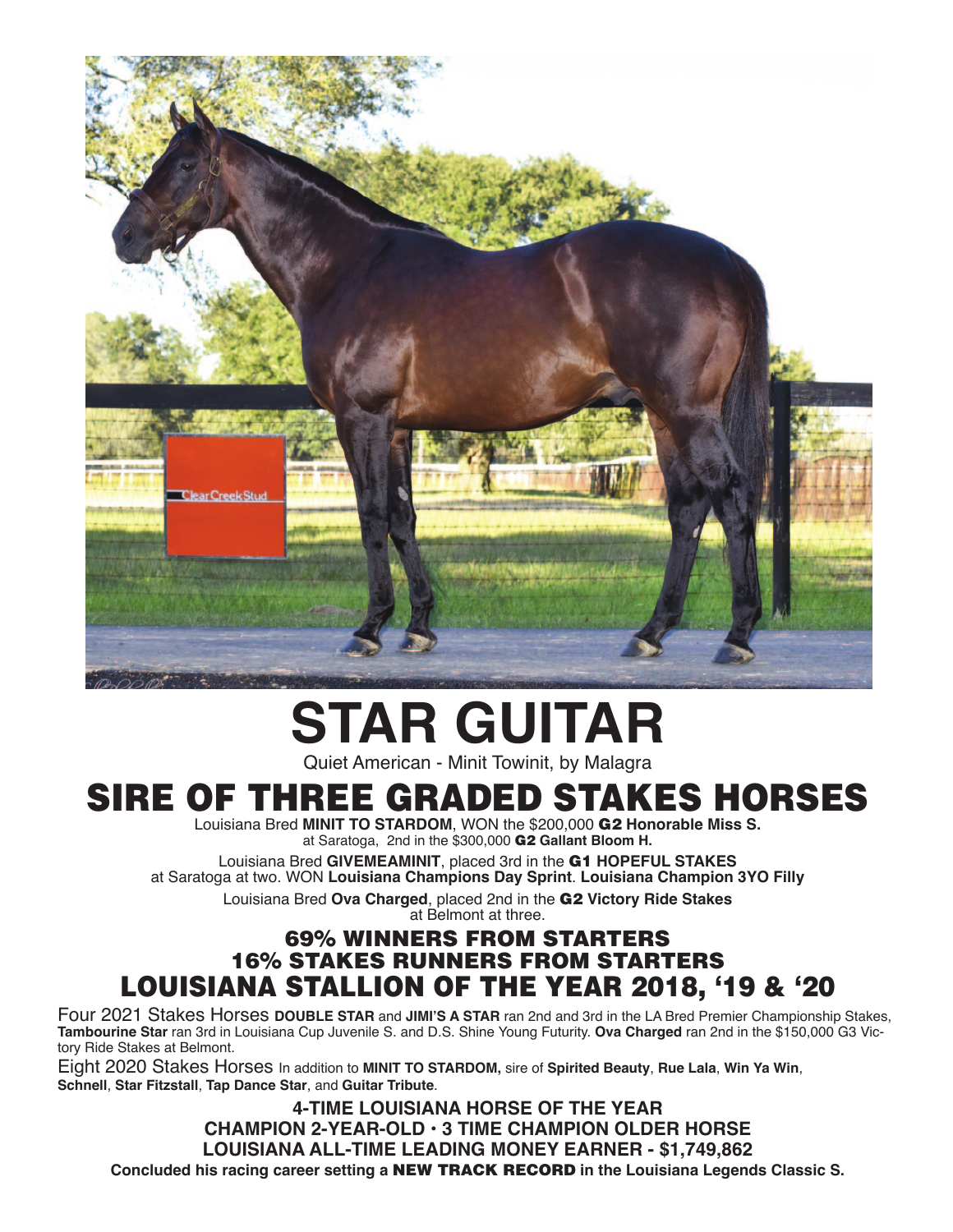# STAR GUITAR

Quiet American - Minit Towinit, by Malagra

## SIRE OF THREE GRADED STAKES HORSES

Louisiana Bred **MINIT TO STARDOM**, WON the $200,000 **G2 Honorable Miss S.** at Saratoga, 2nd in the $300,000 **G2 Gallant Bloom H.**

Louisiana Bred **GIVEMEAMINIT**, placed 3rd in the **G1 HOPEFUL STAKES** at Saratoga at two. WON **Louisiana Champions Day Sprint**. **Louisiana Champion 3YO Filly**

Louisiana Bred **Ova Charged**, placed 2nd in the **G2 Victory Ride Stakes** at Belmont at three.

### 69% WINNERS FROM STARTERS
### 16% STAKES RUNNERS FROM STARTERS
## LOUISIANA STALLION OF THE YEAR 2018, '19 & '20

Four 2021 Stakes Horses **DOUBLE STAR** and **JIMI'S A STAR** ran 2nd and 3rd in the LA Bred Premier Championship Stakes, **Tambourine Star** ran 3rd in Louisiana Cup Juvenile S. and D.S. Shine Young Futurity. **Ova Charged** ran 2nd in the $150,000 G3 Victory Ride Stakes at Belmont.

Eight 2020 Stakes Horses In addition to **MINIT TO STARDOM,** sire of **Spirited Beauty**, **Rue Lala**, **Win Ya Win**, **Schnell**, **Star Fitzstall**, **Tap Dance Star**, and **Guitar Tribute**.

**4-TIME LOUISIANA HORSE OF THE YEAR**
**CHAMPION 2-YEAR-OLD · 3 TIME CHAMPION OLDER HORSE**
**LOUISIANA ALL-TIME LEADING MONEY EARNER - $1,749,862**
**Concluded his racing career setting a NEW TRACK RECORD in the Louisiana Legends Classic S.**